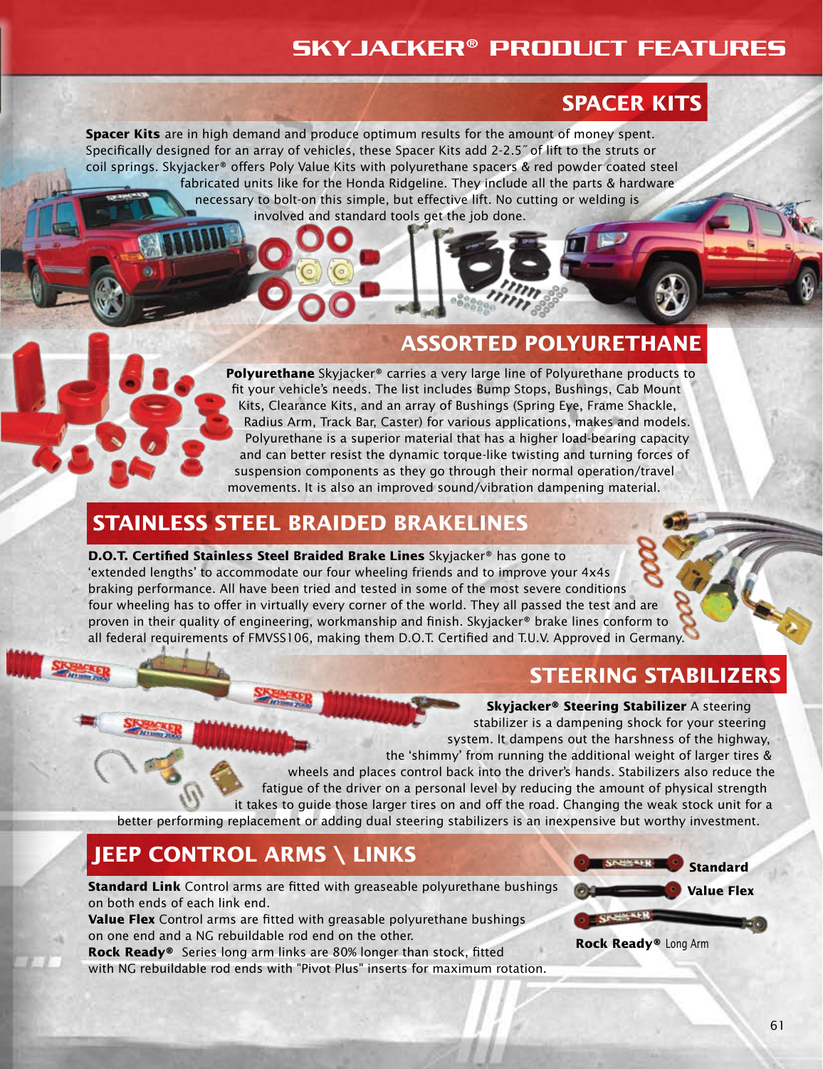# SKYJACKER® PRODUCT FEATURES

## SPACER KITS

**Spacer Kits** are in high demand and produce optimum results for the amount of money spent. Specifically designed for an array of vehicles, these Spacer Kits add 2-2.5˝ of lift to the struts or coil springs. Skyjacker® offers Poly Value Kits with polyurethane spacers & red powder coated steel fabricated units like for the Honda Ridgeline. They include all the parts & hardware necessary to bolt-on this simple, but effective lift. No cutting or welding is involved and standard tools get the job done.

## ASSORTED POLYURETHANE

**Polyurethane** Skyjacker® carries a very large line of Polyurethane products to fit your vehicle's needs. The list includes Bump Stops, Bushings, Cab Mount Kits, Clearance Kits, and an array of Bushings (Spring Eye, Frame Shackle, Radius Arm, Track Bar, Caster) for various applications, makes and models. Polyurethane is a superior material that has a higher load-bearing capacity and can better resist the dynamic torque-like twisting and turning forces of suspension components as they go through their normal operation/travel movements. It is also an improved sound/vibration dampening material.

## STAINLESS STEEL BRAIDED BRAKELINES

**D.O.T. Certified Stainless Steel Braided Brake Lines** Skyjacker® has gone to 'extended lengths' to accommodate our four wheeling friends and to improve your 4x4s braking performance. All have been tried and tested in some of the most severe conditions four wheeling has to offer in virtually every corner of the world. They all passed the test and are proven in their quality of engineering, workmanship and finish. Skyjacker® brake lines conform to all federal requirements of FMVSS106, making them D.O.T. Certified and T.U.V. Approved in Germany.

## STEERING STABILIZERS

**Skyjacker® Steering Stabilizer** A steering stabilizer is a dampening shock for your steering system. It dampens out the harshness of the highway, the 'shimmy' from running the additional weight of larger tires & wheels and places control back into the driver's hands. Stabilizers also reduce the fatigue of the driver on a personal level by reducing the amount of physical strength it takes to guide those larger tires on and off the road. Changing the weak stock unit for a better performing replacement or adding dual steering stabilizers is an inexpensive but worthy investment.

## JEEP CONTROL ARMS \ LINKS

**Standard Link** Control arms are fitted with greaseable polyurethane bushings on both ends of each link end.

**Value Flex** Control arms are fitted with greasable polyurethane bushings on one end and a NG rebuildable rod end on the other.

**Rock Ready®** Series long arm links are 80% longer than stock, fitted with NG rebuildable rod ends with "Pivot Plus" inserts for maximum rotation.

**Standard**

**Value Flex**

**Rock Ready®** Long Arm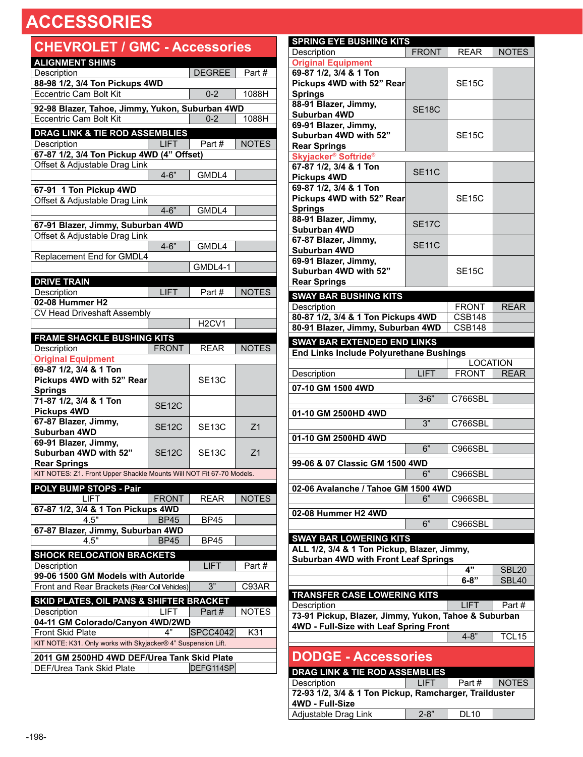# ACCESSORIES

## CHEVROLET / GMC - Accessories

### ALIGNMENT SHIMS

| Description | DEGREE | Part # |
|---|---|---|
| **88-98 1/2, 3/4 Ton Pickups 4WD** | | |
| Eccentric Cam Bolt Kit | 0-2 | 1088H |
| **92-98 Blazer, Tahoe, Jimmy, Yukon, Suburban 4WD** | | |
| Eccentric Cam Bolt Kit | 0-2 | 1088H |

### DRAG LINK & TIE ROD ASSEMBLIES

| Description | LIFT | Part # | NOTES |
|---|---|---|---|
| **67-87 1/2, 3/4 Ton Pickup 4WD (4" Offset)** | | | |
| Offset & Adjustable Drag Link | 4-6" | GMDL4 | |
| **67-91 1 Ton Pickup 4WD** | | | |
| Offset & Adjustable Drag Link | 4-6" | GMDL4 | |
| **67-91 Blazer, Jimmy, Suburban 4WD** | | | |
| Offset & Adjustable Drag Link | 4-6" | GMDL4 | |
| Replacement End for GMDL4 | | GMDL4-1 | |

### DRIVE TRAIN

| Description | LIFT | Part # | NOTES |
|---|---|---|---|
| **02-08 Hummer H2** | | | |
| CV Head Driveshaft Assembly | | H2CV1 | |

### FRAME SHACKLE BUSHING KITS

| Description | FRONT | REAR | NOTES |
|---|---|---|---|
| **Original Equipment** | | | |
| **69-87 1/2, 3/4 & 1 Ton Pickups 4WD with 52" Rear Springs** | | SE13C | |
| **71-87 1/2, 3/4 & 1 Ton Pickups 4WD** | SE12C | | |
| **67-87 Blazer, Jimmy, Suburban 4WD** | SE12C | SE13C | Z1 |
| **69-91 Blazer, Jimmy, Suburban 4WD with 52" Rear Springs** | SE12C | SE13C | Z1 |

KIT NOTES: Z1. Front Upper Shackle Mounts Will NOT Fit 67-70 Models.

### POLY BUMP STOPS - Pair

| LIFT | FRONT | REAR | NOTES |
|---|---|---|---|
| **67-87 1/2, 3/4 & 1 Ton Pickups 4WD** | | | |
| 4.5" | BP45 | BP45 | |
| **67-87 Blazer, Jimmy, Suburban 4WD** | | | |
| 4.5" | BP45 | BP45 | |

### SHOCK RELOCATION BRACKETS

| Description | LIFT | Part # |
|---|---|---|
| **99-06 1500 GM Models with Autoride** | | |
| Front and Rear Brackets (Rear Coil Vehicles) | 3" | C93AR |

### SKID PLATES, OIL PANS & SHIFTER BRACKET

| Description | LIFT | Part # | NOTES |
|---|---|---|---|
| **04-11 GM Colorado/Canyon 4WD/2WD** | | | |
| Front Skid Plate | 4" | SPCC4042 | K31 |

KIT NOTE: K31. Only works with Skyjacker® 4" Suspension Lift.

| Description | LIFT | Part # | NOTES |
|---|---|---|---|
| **2011 GM 2500HD 4WD DEF/Urea Tank Skid Plate** | | | |
| DEF/Urea Tank Skid Plate | | DEFG114SP | |

### SPRING EYE BUSHING KITS

| Description | FRONT | REAR | NOTES |
|---|---|---|---|
| **Original Equipment** | | | |
| **69-87 1/2, 3/4 & 1 Ton Pickups 4WD with 52" Rear Springs** | | SE15C | |
| **88-91 Blazer, Jimmy, Suburban 4WD** | SE18C | | |
| **69-91 Blazer, Jimmy, Suburban 4WD with 52" Rear Springs** | | SE15C | |
| **Skyjacker® Softride®** | | | |
| **67-87 1/2, 3/4 & 1 Ton Pickups 4WD** | SE11C | | |
| **69-87 1/2, 3/4 & 1 Ton Pickups 4WD with 52" Rear Springs** | | SE15C | |
| **88-91 Blazer, Jimmy, Suburban 4WD** | SE17C | | |
| **67-87 Blazer, Jimmy, Suburban 4WD** | SE11C | | |
| **69-91 Blazer, Jimmy, Suburban 4WD with 52" Rear Springs** | | SE15C | |

### SWAY BAR BUSHING KITS

| Description | FRONT | REAR |
|---|---|---|
| **80-87 1/2, 3/4 & 1 Ton Pickups 4WD** | CSB148 | |
| **80-91 Blazer, Jimmy, Suburban 4WD** | CSB148 | |

### SWAY BAR EXTENDED END LINKS

**End Links Include Polyurethane Bushings**

| | | LOCATION | |
|---|---|---|---|
| Description | LIFT | FRONT | REAR |
| **07-10 GM 1500 4WD** | | | |
| | 3-6" | C766SBL | |
| **01-10 GM 2500HD 4WD** | | | |
| | 3" | C766SBL | |
| **01-10 GM 2500HD 4WD** | | | |
| | 6" | C966SBL | |
| **99-06 & 07 Classic GM 1500 4WD** | | | |
| | 6" | C966SBL | |
| **02-06 Avalanche / Tahoe GM 1500 4WD** | | | |
| | 6" | C966SBL | |
| **02-08 Hummer H2 4WD** | | | |
| | 6" | C966SBL | |

### SWAY BAR LOWERING KITS

| ALL 1/2, 3/4 & 1 Ton Pickup, Blazer, Jimmy, Suburban 4WD with Front Leaf Springs | | |
|---|---|---|
| | **4"** | SBL20 |
| | **6-8"** | SBL40 |

### TRANSFER CASE LOWERING KITS

| Description | LIFT | Part # |
|---|---|---|
| **73-91 Pickup, Blazer, Jimmy, Yukon, Tahoe & Suburban 4WD - Full-Size with Leaf Spring Front** | | |
| | 4-8" | TCL15 |

## DODGE - Accessories

### DRAG LINK & TIE ROD ASSEMBLIES

| Description | LIFT | Part # | NOTES |
|---|---|---|---|
| **72-93 1/2, 3/4 & 1 Ton Pickup, Ramcharger, Trailduster 4WD - Full-Size** | | | |
| Adjustable Drag Link | 2-8" | DL10 | |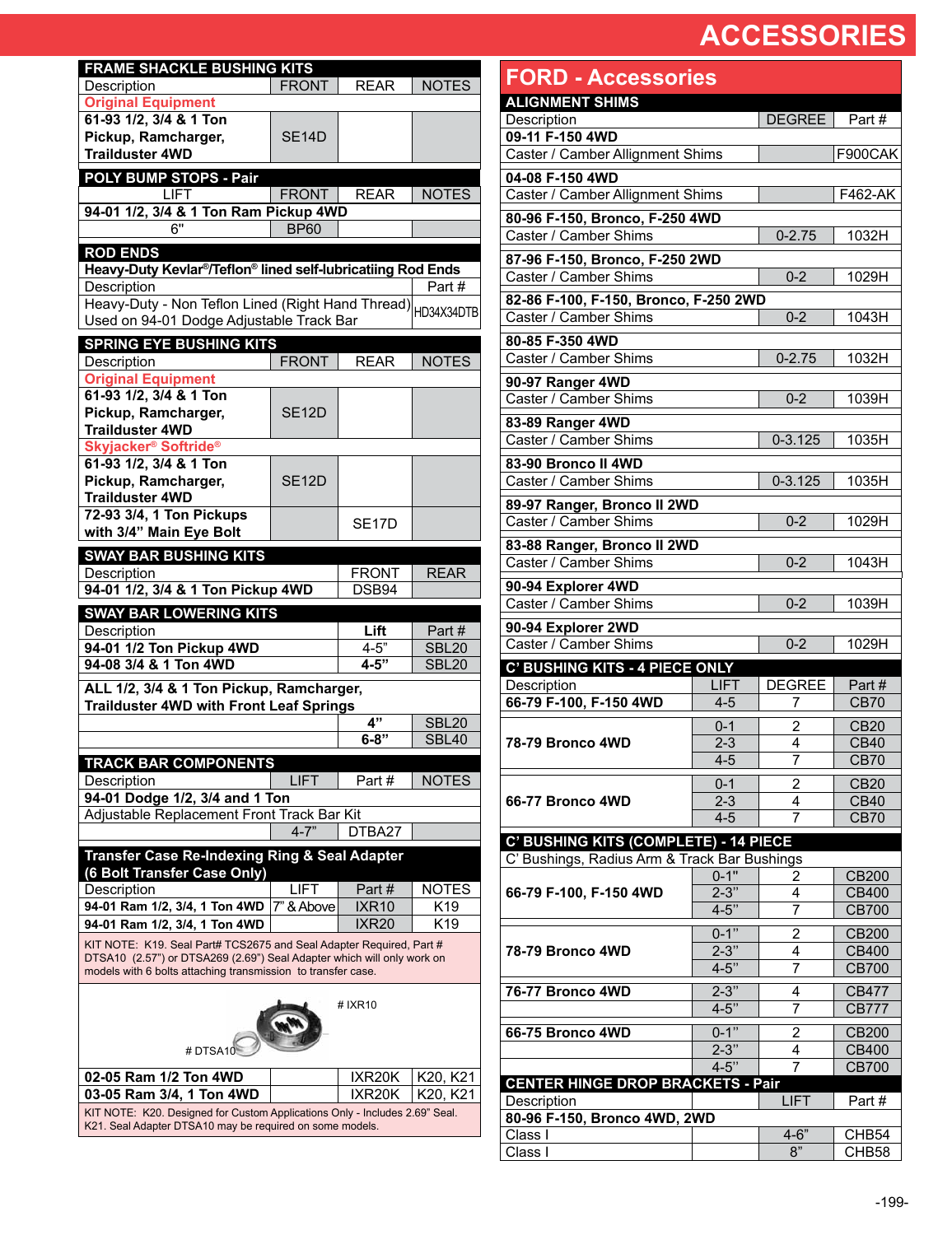# ACCESSORIES

## FRAME SHACKLE BUSHING KITS

| Description | FRONT | REAR | NOTES |
|---|---|---|---|
| **Original Equipment** | | | |
| **61-93 1/2, 3/4 & 1 Ton Pickup, Ramcharger, Trailduster 4WD** | SE14D | | |

## POLY BUMP STOPS - Pair

| LIFT | FRONT | REAR | NOTES |
|---|---|---|---|
| **94-01 1/2, 3/4 & 1 Ton Ram Pickup 4WD** | | | |
| 6" | BP60 | | |

## ROD ENDS

**Heavy-Duty Kevlar®/Teflon® lined self-lubricatiing Rod Ends**

| Description | Part # |
|---|---|
| Heavy-Duty - Non Teflon Lined (Right Hand Thread) Used on 94-01 Dodge Adjustable Track Bar | HD34X34DTB |

## SPRING EYE BUSHING KITS

| Description | FRONT | REAR | NOTES |
|---|---|---|---|
| **Original Equipment** | | | |
| **61-93 1/2, 3/4 & 1 Ton Pickup, Ramcharger, Trailduster 4WD** | SE12D | | |
| **Skyjacker® Softride®** | | | |
| **61-93 1/2, 3/4 & 1 Ton Pickup, Ramcharger, Trailduster 4WD** | SE12D | | |
| **72-93 3/4, 1 Ton Pickups with 3/4" Main Eye Bolt** | | SE17D | |

## SWAY BAR BUSHING KITS

| Description | FRONT | REAR |
|---|---|---|
| **94-01 1/2, 3/4 & 1 Ton Pickup 4WD** | DSB94 | |

## SWAY BAR LOWERING KITS

| Description | Lift | Part # |
|---|---|---|
| **94-01 1/2 Ton Pickup 4WD** | 4-5" | SBL20 |
| **94-08 3/4 & 1 Ton 4WD** | **4-5"** | SBL20 |
| **ALL 1/2, 3/4 & 1 Ton Pickup, Ramcharger, Trailduster 4WD with Front Leaf Springs** | | |
| | **4"** | SBL20 |
| | **6-8"** | SBL40 |

## TRACK BAR COMPONENTS

| Description | LIFT | Part # | NOTES |
|---|---|---|---|
| **94-01 Dodge 1/2, 3/4 and 1 Ton** | | | |
| Adjustable Replacement Front Track Bar Kit | | | |
| | 4-7" | DTBA27 | |

## Transfer Case Re-Indexing Ring & Seal Adapter (6 Bolt Transfer Case Only)

| Description | LIFT | Part # | NOTES |
|---|---|---|---|
| **94-01 Ram 1/2, 3/4, 1 Ton 4WD** | 7" & Above | IXR10 | K19 |
| **94-01 Ram 1/2, 3/4, 1 Ton 4WD** | | IXR20 | K19 |

KIT NOTE: K19. Seal Part# TCS2675 and Seal Adapter Required, Part # DTSA10 (2.57") or DTSA269 (2.69") Seal Adapter which will only work on models with 6 bolts attaching transmission to transfer case.

# IXR10

# DTSA10

| Description | LIFT | Part # | NOTES |
|---|---|---|---|
| **02-05 Ram 1/2 Ton 4WD** | | IXR20K | K20, K21 |
| **03-05 Ram 3/4, 1 Ton 4WD** | | IXR20K | K20, K21 |

KIT NOTE: K20. Designed for Custom Applications Only - Includes 2.69" Seal. K21. Seal Adapter DTSA10 may be required on some models.

# FORD - Accessories

## ALIGNMENT SHIMS

| Description | DEGREE | Part # |
|---|---|---|
| **09-11 F-150 4WD** | | |
| Caster / Camber Allignment Shims | | F900CAK |
| **04-08 F-150 4WD** | | |
| Caster / Camber Allignment Shims | | F462-AK |
| **80-96 F-150, Bronco, F-250 4WD** | | |
| Caster / Camber Shims | 0-2.75 | 1032H |
| **87-96 F-150, Bronco, F-250 2WD** | | |
| Caster / Camber Shims | 0-2 | 1029H |
| **82-86 F-100, F-150, Bronco, F-250 2WD** | | |
| Caster / Camber Shims | 0-2 | 1043H |
| **80-85 F-350 4WD** | | |
| Caster / Camber Shims | 0-2.75 | 1032H |
| **90-97 Ranger 4WD** | | |
| Caster / Camber Shims | 0-2 | 1039H |
| **83-89 Ranger 4WD** | | |
| Caster / Camber Shims | 0-3.125 | 1035H |
| **83-90 Bronco II 4WD** | | |
| Caster / Camber Shims | 0-3.125 | 1035H |
| **89-97 Ranger, Bronco II 2WD** | | |
| Caster / Camber Shims | 0-2 | 1029H |
| **83-88 Ranger, Bronco II 2WD** | | |
| Caster / Camber Shims | 0-2 | 1043H |
| **90-94 Explorer 4WD** | | |
| Caster / Camber Shims | 0-2 | 1039H |
| **90-94 Explorer 2WD** | | |
| Caster / Camber Shims | 0-2 | 1029H |

## C' BUSHING KITS - 4 PIECE ONLY

| Description | LIFT | DEGREE | Part # |
|---|---|---|---|
| **66-79 F-100, F-150 4WD** | 4-5 | 7 | CB70 |
| **78-79 Bronco 4WD** | 0-1 | 2 | CB20 |
| | 2-3 | 4 | CB40 |
| | 4-5 | 7 | CB70 |
| **66-77 Bronco 4WD** | 0-1 | 2 | CB20 |
| | 2-3 | 4 | CB40 |
| | 4-5 | 7 | CB70 |

## C' BUSHING KITS (COMPLETE) - 14 PIECE

C' Bushings, Radius Arm & Track Bar Bushings

| Description | LIFT | DEGREE | Part # |
|---|---|---|---|
| **66-79 F-100, F-150 4WD** | 0-1" | 2 | CB200 |
| | 2-3" | 4 | CB400 |
| | 4-5" | 7 | CB700 |
| **78-79 Bronco 4WD** | 0-1" | 2 | CB200 |
| | 2-3" | 4 | CB400 |
| | 4-5" | 7 | CB700 |
| **76-77 Bronco 4WD** | 2-3" | 4 | CB477 |
| | 4-5" | 7 | CB777 |
| **66-75 Bronco 4WD** | 0-1" | 2 | CB200 |
| | 2-3" | 4 | CB400 |
| | 4-5" | 7 | CB700 |

## CENTER HINGE DROP BRACKETS - Pair

| Description | | LIFT | Part # |
|---|---|---|---|
| **80-96 F-150, Bronco 4WD, 2WD** | | | |
| Class I | | 4-6" | CHB54 |
| Class I | | 8" | CHB58 |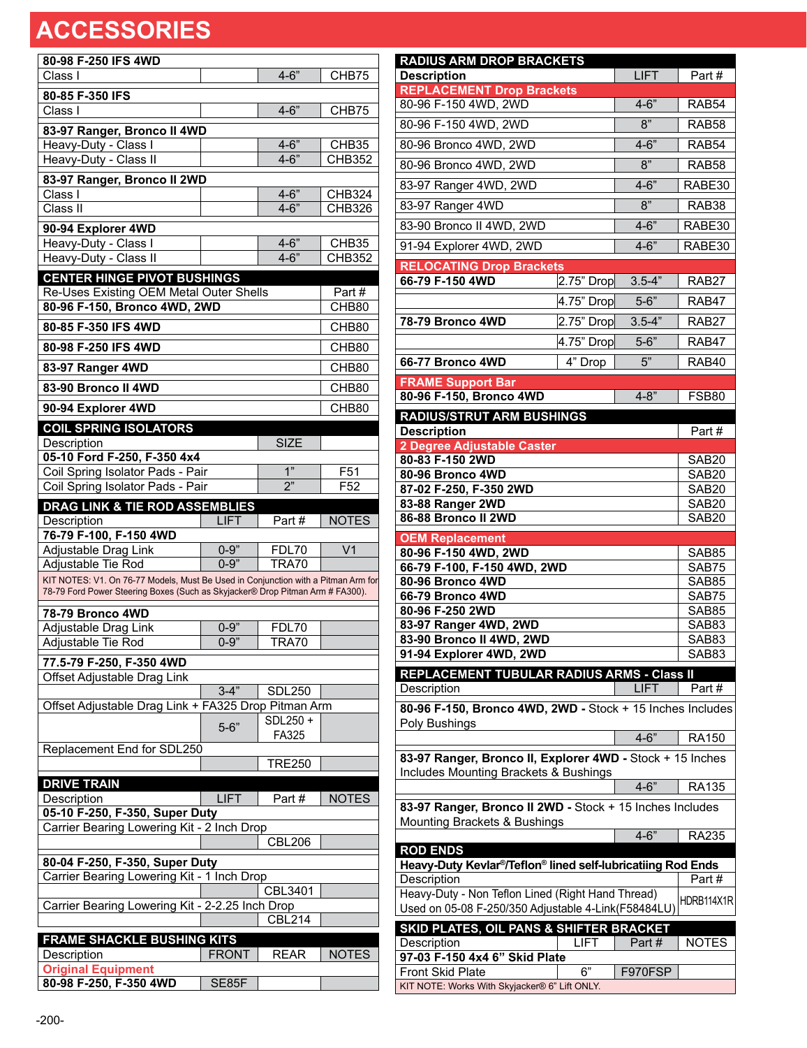# ACCESSORIES

| 80-98 F-250 IFS 4WD | | | |
|---|---|---|---|
| Class I | | 4-6" | CHB75 |
| **80-85 F-350 IFS** | | | |
| Class I | | 4-6" | CHB75 |
| **83-97 Ranger, Bronco II 4WD** | | | |
| Heavy-Duty - Class I | | 4-6" | CHB35 |
| Heavy-Duty - Class II | | 4-6" | CHB352 |
| **83-97 Ranger, Bronco II 2WD** | | | |
| Class I | | 4-6" | CHB324 |
| Class II | | 4-6" | CHB326 |
| **90-94 Explorer 4WD** | | | |
| Heavy-Duty - Class I | | 4-6" | CHB35 |
| Heavy-Duty - Class II | | 4-6" | CHB352 |

## CENTER HINGE PIVOT BUSHINGS

| Re-Uses Existing OEM Metal Outer Shells | Part # |
|---|---|
| **80-96 F-150, Bronco 4WD, 2WD** | CHB80 |
| **80-85 F-350 IFS 4WD** | CHB80 |
| **80-98 F-250 IFS 4WD** | CHB80 |
| **83-97 Ranger 4WD** | CHB80 |
| **83-90 Bronco II 4WD** | CHB80 |
| **90-94 Explorer 4WD** | CHB80 |

## COIL SPRING ISOLATORS

| Description | SIZE | |
|---|---|---|
| **05-10 Ford F-250, F-350 4x4** | | |
| Coil Spring Isolator Pads - Pair | 1" | F51 |
| Coil Spring Isolator Pads - Pair | 2" | F52 |

## DRAG LINK & TIE ROD ASSEMBLIES

| Description | LIFT | Part # | NOTES |
|---|---|---|---|
| **76-79 F-100, F-150 4WD** | | | |
| Adjustable Drag Link | 0-9" | FDL70 | V1 |
| Adjustable Tie Rod | 0-9" | TRA70 | |
| KIT NOTES: V1. On 76-77 Models, Must Be Used in Conjunction with a Pitman Arm for 78-79 Ford Power Steering Boxes (Such as Skyjacker® Drop Pitman Arm # FA300). | | | |
| **78-79 Bronco 4WD** | | | |
| Adjustable Drag Link | 0-9" | FDL70 | |
| Adjustable Tie Rod | 0-9" | TRA70 | |
| **77.5-79 F-250, F-350 4WD** | | | |
| Offset Adjustable Drag Link | 3-4" | SDL250 | |
| Offset Adjustable Drag Link + FA325 Drop Pitman Arm | 5-6" | SDL250 + FA325 | |
| Replacement End for SDL250 | | TRE250 | |

## DRIVE TRAIN

| Description | LIFT | Part # | NOTES |
|---|---|---|---|
| **05-10 F-250, F-350, Super Duty** | | | |
| Carrier Bearing Lowering Kit - 2 Inch Drop | | CBL206 | |
| **80-04 F-250, F-350, Super Duty** | | | |
| Carrier Bearing Lowering Kit - 1 Inch Drop | | CBL3401 | |
| Carrier Bearing Lowering Kit - 2-2.25 Inch Drop | | CBL214 | |

## FRAME SHACKLE BUSHING KITS

| Description | FRONT | REAR | NOTES |
|---|---|---|---|
| **Original Equipment** | | | |
| **80-98 F-250, F-350 4WD** | SE85F | | |

## RADIUS ARM DROP BRACKETS

| Description | | LIFT | Part # |
|---|---|---|---|
| **REPLACEMENT Drop Brackets** | | | |
| 80-96 F-150 4WD, 2WD | | 4-6" | RAB54 |
| 80-96 F-150 4WD, 2WD | | 8" | RAB58 |
| 80-96 Bronco 4WD, 2WD | | 4-6" | RAB54 |
| 80-96 Bronco 4WD, 2WD | | 8" | RAB58 |
| 83-97 Ranger 4WD, 2WD | | 4-6" | RABE30 |
| 83-97 Ranger 4WD | | 8" | RAB38 |
| 83-90 Bronco II 4WD, 2WD | | 4-6" | RABE30 |
| 91-94 Explorer 4WD, 2WD | | 4-6" | RABE30 |
| **RELOCATING Drop Brackets** | | | |
| **66-79 F-150 4WD** | 2.75" Drop | 3.5-4" | RAB27 |
| | 4.75" Drop | 5-6" | RAB47 |
| **78-79 Bronco 4WD** | 2.75" Drop | 3.5-4" | RAB27 |
| | 4.75" Drop | 5-6" | RAB47 |
| **66-77 Bronco 4WD** | 4" Drop | 5" | RAB40 |
| **FRAME Support Bar** | | | |
| **80-96 F-150, Bronco 4WD** | | 4-8" | FSB80 |

## RADIUS/STRUT ARM BUSHINGS

| Description | Part # |
|---|---|
| **2 Degree Adjustable Caster** | |
| **80-83 F-150 2WD** | SAB20 |
| **80-96 Bronco 4WD** | SAB20 |
| **87-02 F-250, F-350 2WD** | SAB20 |
| **83-88 Ranger 2WD** | SAB20 |
| **86-88 Bronco II 2WD** | SAB20 |
| **OEM Replacement** | |
| **80-96 F-150 4WD, 2WD** | SAB85 |
| **66-79 F-100, F-150 4WD, 2WD** | SAB75 |
| **80-96 Bronco 4WD** | SAB85 |
| **66-79 Bronco 4WD** | SAB75 |
| **80-96 F-250 2WD** | SAB85 |
| **83-97 Ranger 4WD, 2WD** | SAB83 |
| **83-90 Bronco II 4WD, 2WD** | SAB83 |
| **91-94 Explorer 4WD, 2WD** | SAB83 |

## REPLACEMENT TUBULAR RADIUS ARMS - Class II

| Description | LIFT | Part # |
|---|---|---|
| **80-96 F-150, Bronco 4WD, 2WD** - Stock + 15 Inches Includes Poly Bushings | | |
| | 4-6" | RA150 |
| **83-97 Ranger, Bronco II, Explorer 4WD** - Stock + 15 Inches Includes Mounting Brackets & Bushings | | |
| | 4-6" | RA135 |
| **83-97 Ranger, Bronco II 2WD** - Stock + 15 Inches Includes Mounting Brackets & Bushings | | |
| | 4-6" | RA235 |

## ROD ENDS

**Heavy-Duty Kevlar®/Teflon® lined self-lubricatiing Rod Ends**

| Description | Part # |
|---|---|
| Heavy-Duty - Non Teflon Lined (Right Hand Thread) Used on 05-08 F-250/350 Adjustable 4-Link(F58484LU) | HDRB114X1R |

## SKID PLATES, OIL PANS & SHIFTER BRACKET

| Description | LIFT | Part # | NOTES |
|---|---|---|---|
| **97-03 F-150 4x4 6" Skid Plate** | | | |
| Front Skid Plate | 6" | F970FSP | |
| KIT NOTE: Works With Skyjacker® 6" Lift ONLY. | | | |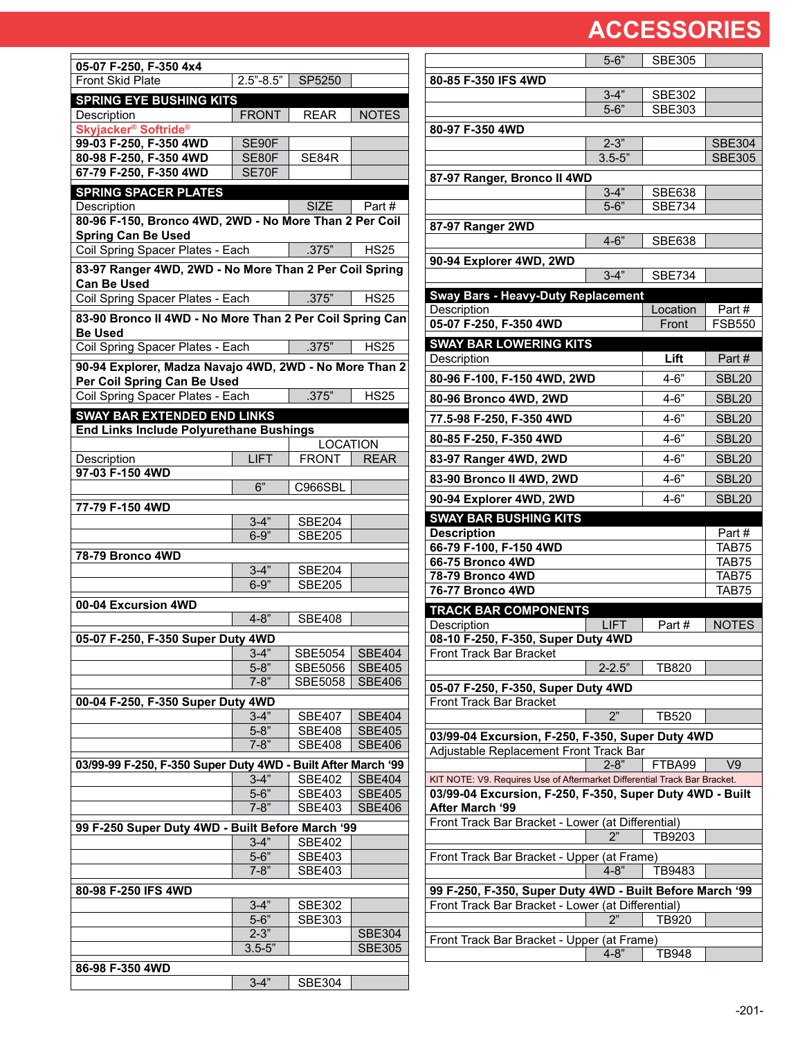# ACCESSORIES

| 05-07 F-250, F-350 4x4 | | | |
|---|---|---|---|
| Front Skid Plate | 2.5"-8.5" | SP5250 | |

## SPRING EYE BUSHING KITS

| Description | FRONT | REAR | NOTES |
|---|---|---|---|
| Skyjacker® Softride® | | | |
| **99-03 F-250, F-350 4WD** | SE90F | | |
| **80-98 F-250, F-350 4WD** | SE80F | SE84R | |
| **67-79 F-250, F-350 4WD** | SE70F | | |

## SPRING SPACER PLATES

| Description | SIZE | Part # |
|---|---|---|
| **80-96 F-150, Bronco 4WD, 2WD - No More Than 2 Per Coil Spring Can Be Used** | | |
| Coil Spring Spacer Plates - Each | .375" | HS25 |
| **83-97 Ranger 4WD, 2WD - No More Than 2 Per Coil Spring Can Be Used** | | |
| Coil Spring Spacer Plates - Each | .375" | HS25 |
| **83-90 Bronco II 4WD - No More Than 2 Per Coil Spring Can Be Used** | | |
| Coil Spring Spacer Plates - Each | .375" | HS25 |
| **90-94 Explorer, Madza Navajo 4WD, 2WD - No More Than 2 Per Coil Spring Can Be Used** | | |
| Coil Spring Spacer Plates - Each | .375" | HS25 |

## SWAY BAR EXTENDED END LINKS

**End Links Include Polyurethane Bushings**

| | | LOCATION | |
|---|---|---|---|
| Description | LIFT | FRONT | REAR |
| **97-03 F-150 4WD** | | | |
| | 6" | C966SBL | |
| **77-79 F-150 4WD** | | | |
| | 3-4" | SBE204 | |
| | 6-9" | SBE205 | |
| **78-79 Bronco 4WD** | | | |
| | 3-4" | SBE204 | |
| | 6-9" | SBE205 | |
| **00-04 Excursion 4WD** | | | |
| | 4-8" | SBE408 | |
| **05-07 F-250, F-350 Super Duty 4WD** | | | |
| | 3-4" | SBE5054 | SBE404 |
| | 5-8" | SBE5056 | SBE405 |
| | 7-8" | SBE5058 | SBE406 |
| **00-04 F-250, F-350 Super Duty 4WD** | | | |
| | 3-4" | SBE407 | SBE404 |
| | 5-8" | SBE408 | SBE405 |
| | 7-8" | SBE408 | SBE406 |
| **03/99-99 F-250, F-350 Super Duty 4WD - Built After March '99** | | | |
| | 3-4" | SBE402 | SBE404 |
| | 5-6" | SBE403 | SBE405 |
| | 7-8" | SBE403 | SBE406 |
| **99 F-250 Super Duty 4WD - Built Before March '99** | | | |
| | 3-4" | SBE402 | |
| | 5-6" | SBE403 | |
| | 7-8" | SBE403 | |
| **80-98 F-250 IFS 4WD** | | | |
| | 3-4" | SBE302 | |
| | 5-6" | SBE303 | |
| | 2-3" | | SBE304 |
| | 3.5-5" | | SBE305 |
| **86-98 F-350 4WD** | | | |
| | 3-4" | SBE304 | |
| | 5-6" | SBE305 | |
| **80-85 F-350 IFS 4WD** | | | |
| | 3-4" | SBE302 | |
| | 5-6" | SBE303 | |
| **80-97 F-350 4WD** | | | |
| | 2-3" | | SBE304 |
| | 3.5-5" | | SBE305 |
| **87-97 Ranger, Bronco II 4WD** | | | |
| | 3-4" | SBE638 | |
| | 5-6" | SBE734 | |
| **87-97 Ranger 2WD** | | | |
| | 4-6" | SBE638 | |
| **90-94 Explorer 4WD, 2WD** | | | |
| | 3-4" | SBE734 | |

## Sway Bars - Heavy-Duty Replacement

| Description | Location | Part # |
|---|---|---|
| **05-07 F-250, F-350 4WD** | Front | FSB550 |

## SWAY BAR LOWERING KITS

| Description | Lift | Part # |
|---|---|---|
| **80-96 F-100, F-150 4WD, 2WD** | 4-6" | SBL20 |
| **80-96 Bronco 4WD, 2WD** | 4-6" | SBL20 |
| **77.5-98 F-250, F-350 4WD** | 4-6" | SBL20 |
| **80-85 F-250, F-350 4WD** | 4-6" | SBL20 |
| **83-97 Ranger 4WD, 2WD** | 4-6" | SBL20 |
| **83-90 Bronco II 4WD, 2WD** | 4-6" | SBL20 |
| **90-94 Explorer 4WD, 2WD** | 4-6" | SBL20 |

## SWAY BAR BUSHING KITS

| Description | Part # |
|---|---|
| **66-79 F-100, F-150 4WD** | TAB75 |
| **66-75 Bronco 4WD** | TAB75 |
| **78-79 Bronco 4WD** | TAB75 |
| **76-77 Bronco 4WD** | TAB75 |

## TRACK BAR COMPONENTS

| Description | LIFT | Part # | NOTES |
|---|---|---|---|
| **08-10 F-250, F-350, Super Duty 4WD** | | | |
| Front Track Bar Bracket | | | |
| | 2-2.5" | TB820 | |
| **05-07 F-250, F-350, Super Duty 4WD** | | | |
| Front Track Bar Bracket | | | |
| | 2" | TB520 | |
| **03/99-04 Excursion, F-250, F-350, Super Duty 4WD** | | | |
| Adjustable Replacement Front Track Bar | | | |
| | 2-8" | FTBA99 | V9 |
| KIT NOTE: V9. Requires Use of Aftermarket Differential Track Bar Bracket. | | | |
| **03/99-04 Excursion, F-250, F-350, Super Duty 4WD - Built After March '99** | | | |
| Front Track Bar Bracket - Lower (at Differential) | | | |
| | 2" | TB9203 | |
| Front Track Bar Bracket - Upper (at Frame) | | | |
| | 4-8" | TB9483 | |
| **99 F-250, F-350, Super Duty 4WD - Built Before March '99** | | | |
| Front Track Bar Bracket - Lower (at Differential) | | | |
| | 2" | TB920 | |
| Front Track Bar Bracket - Upper (at Frame) | | | |
| | 4-8" | TB948 | |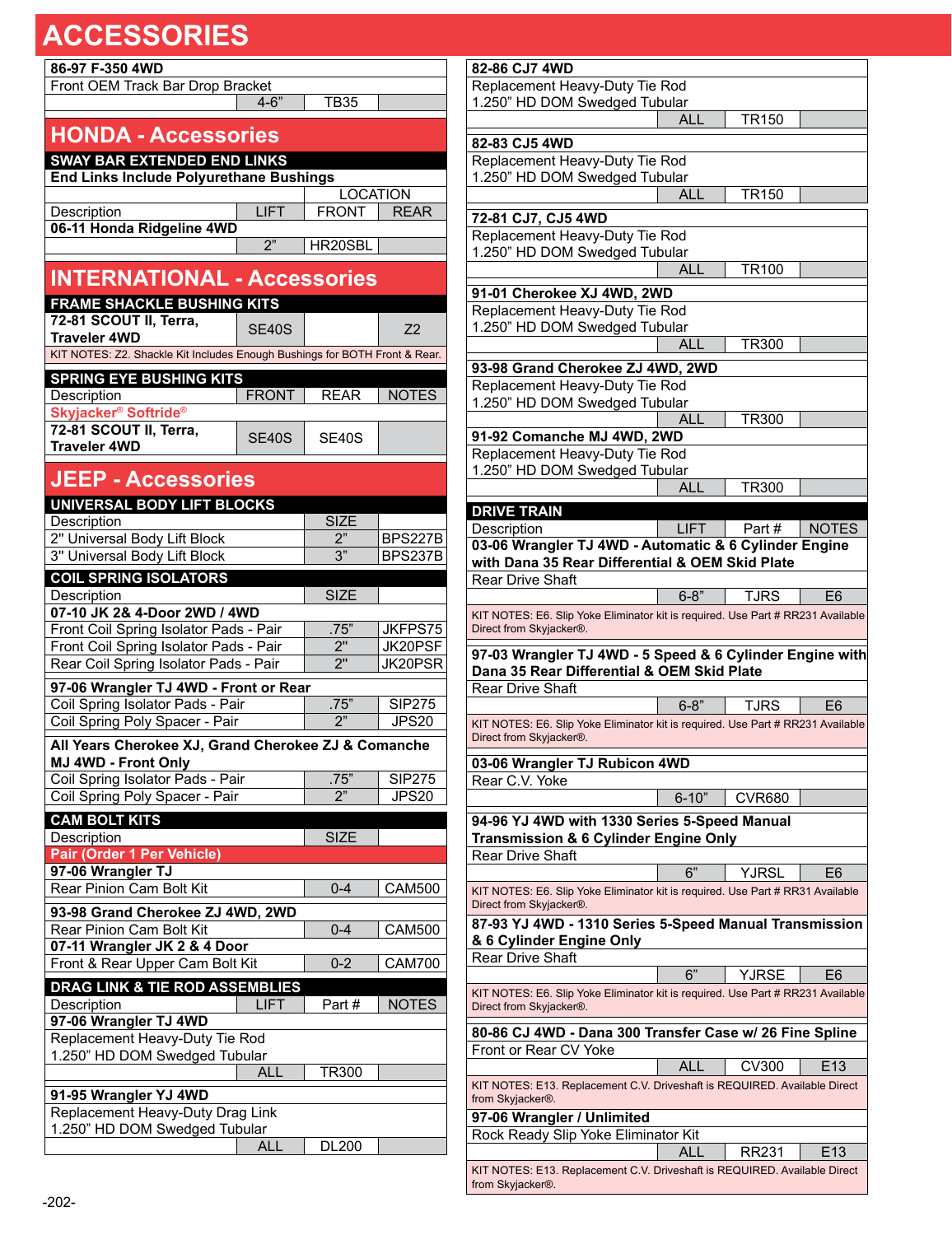# ACCESSORIES

| 86-97 F-350 4WD | | | |
|---|---|---|---|
| Front OEM Track Bar Drop Bracket | | | |
| | 4-6" | TB35 | |

## HONDA - Accessories

| SWAY BAR EXTENDED END LINKS | | | |
|---|---|---|---|
| **End Links Include Polyurethane Bushings** | | LOCATION | |
| Description | LIFT | FRONT | REAR |
| **06-11 Honda Ridgeline 4WD** | | | |
| | 2" | HR20SBL | |

## INTERNATIONAL - Accessories

| FRAME SHACKLE BUSHING KITS | | | |
|---|---|---|---|
| **72-81 SCOUT II, Terra, Traveler 4WD** | SE40S | | Z2 |
| KIT NOTES: Z2. Shackle Kit Includes Enough Bushings for BOTH Front & Rear. | | | |

| SPRING EYE BUSHING KITS | | | |
|---|---|---|---|
| Description | FRONT | REAR | NOTES |
| **Skyjacker® Softride®** | | | |
| **72-81 SCOUT II, Terra, Traveler 4WD** | SE40S | SE40S | |

## JEEP - Accessories

| UNIVERSAL BODY LIFT BLOCKS | | |
|---|---|---|
| Description | SIZE | |
| 2" Universal Body Lift Block | 2" | BPS227B |
| 3" Universal Body Lift Block | 3" | BPS237B |

| COIL SPRING ISOLATORS | | |
|---|---|---|
| Description | SIZE | |
| **07-10 JK 2& 4-Door 2WD / 4WD** | | |
| Front Coil Spring Isolator Pads - Pair | .75" | JKFPS75 |
| Front Coil Spring Isolator Pads - Pair | 2" | JK20PSF |
| Rear Coil Spring Isolator Pads - Pair | 2" | JK20PSR |
| **97-06 Wrangler TJ 4WD - Front or Rear** | | |
| Coil Spring Isolator Pads - Pair | .75" | SIP275 |
| Coil Spring Poly Spacer - Pair | 2" | JPS20 |
| **All Years Cherokee XJ, Grand Cherokee ZJ & Comanche MJ 4WD - Front Only** | | |
| Coil Spring Isolator Pads - Pair | .75" | SIP275 |
| Coil Spring Poly Spacer - Pair | 2" | JPS20 |

| CAM BOLT KITS | | |
|---|---|---|
| Description | SIZE | |
| **Pair (Order 1 Per Vehicle)** | | |
| **97-06 Wrangler TJ** | | |
| Rear Pinion Cam Bolt Kit | 0-4 | CAM500 |
| **93-98 Grand Cherokee ZJ 4WD, 2WD** | | |
| Rear Pinion Cam Bolt Kit | 0-4 | CAM500 |
| **07-11 Wrangler JK 2 & 4 Door** | | |
| Front & Rear Upper Cam Bolt Kit | 0-2 | CAM700 |

| DRAG LINK & TIE ROD ASSEMBLIES | | | |
|---|---|---|---|
| Description | LIFT | Part # | NOTES |
| **97-06 Wrangler TJ 4WD** | | | |
| Replacement Heavy-Duty Tie Rod 1.250" HD DOM Swedged Tubular | | | |
| | ALL | TR300 | |
| **91-95 Wrangler YJ 4WD** | | | |
| Replacement Heavy-Duty Drag Link 1.250" HD DOM Swedged Tubular | | | |
| | ALL | DL200 | |
| **82-86 CJ7 4WD** | | | |
| Replacement Heavy-Duty Tie Rod 1.250" HD DOM Swedged Tubular | | | |
| | ALL | TR150 | |
| **82-83 CJ5 4WD** | | | |
| Replacement Heavy-Duty Tie Rod 1.250" HD DOM Swedged Tubular | | | |
| | ALL | TR150 | |
| **72-81 CJ7, CJ5 4WD** | | | |
| Replacement Heavy-Duty Tie Rod 1.250" HD DOM Swedged Tubular | | | |
| | ALL | TR100 | |
| **91-01 Cherokee XJ 4WD, 2WD** | | | |
| Replacement Heavy-Duty Tie Rod 1.250" HD DOM Swedged Tubular | | | |
| | ALL | TR300 | |
| **93-98 Grand Cherokee ZJ 4WD, 2WD** | | | |
| Replacement Heavy-Duty Tie Rod 1.250" HD DOM Swedged Tubular | | | |
| | ALL | TR300 | |
| **91-92 Comanche MJ 4WD, 2WD** | | | |
| Replacement Heavy-Duty Tie Rod 1.250" HD DOM Swedged Tubular | | | |
| | ALL | TR300 | |

| DRIVE TRAIN | | | |
|---|---|---|---|
| Description | LIFT | Part # | NOTES |
| **03-06 Wrangler TJ 4WD - Automatic & 6 Cylinder Engine with Dana 35 Rear Differential & OEM Skid Plate** | | | |
| Rear Drive Shaft | | | |
| | 6-8" | TJRS | E6 |
| KIT NOTES: E6. Slip Yoke Eliminator kit is required. Use Part # RR231 Available Direct from Skyjacker®. | | | |
| **97-03 Wrangler TJ 4WD - 5 Speed & 6 Cylinder Engine with Dana 35 Rear Differential & OEM Skid Plate** | | | |
| Rear Drive Shaft | | | |
| | 6-8" | TJRS | E6 |
| KIT NOTES: E6. Slip Yoke Eliminator kit is required. Use Part # RR231 Available Direct from Skyjacker®. | | | |
| **03-06 Wrangler TJ Rubicon 4WD** | | | |
| Rear C.V. Yoke | | | |
| | 6-10" | CVR680 | |
| **94-96 YJ 4WD with 1330 Series 5-Speed Manual Transmission & 6 Cylinder Engine Only** | | | |
| Rear Drive Shaft | | | |
| | 6" | YJRSL | E6 |
| KIT NOTES: E6. Slip Yoke Eliminator kit is required. Use Part # RR31 Available Direct from Skyjacker®. | | | |
| **87-93 YJ 4WD - 1310 Series 5-Speed Manual Transmission & 6 Cylinder Engine Only** | | | |
| Rear Drive Shaft | | | |
| | 6" | YJRSE | E6 |
| KIT NOTES: E6. Slip Yoke Eliminator kit is required. Use Part # RR231 Available Direct from Skyjacker®. | | | |
| **80-86 CJ 4WD - Dana 300 Transfer Case w/ 26 Fine Spline** | | | |
| Front or Rear CV Yoke | | | |
| | ALL | CV300 | E13 |
| KIT NOTES: E13. Replacement C.V. Driveshaft is REQUIRED. Available Direct from Skyjacker®. | | | |
| **97-06 Wrangler / Unlimited** | | | |
| Rock Ready Slip Yoke Eliminator Kit | | | |
| | ALL | RR231 | E13 |
| KIT NOTES: E13. Replacement C.V. Driveshaft is REQUIRED. Available Direct from Skyjacker®. | | | |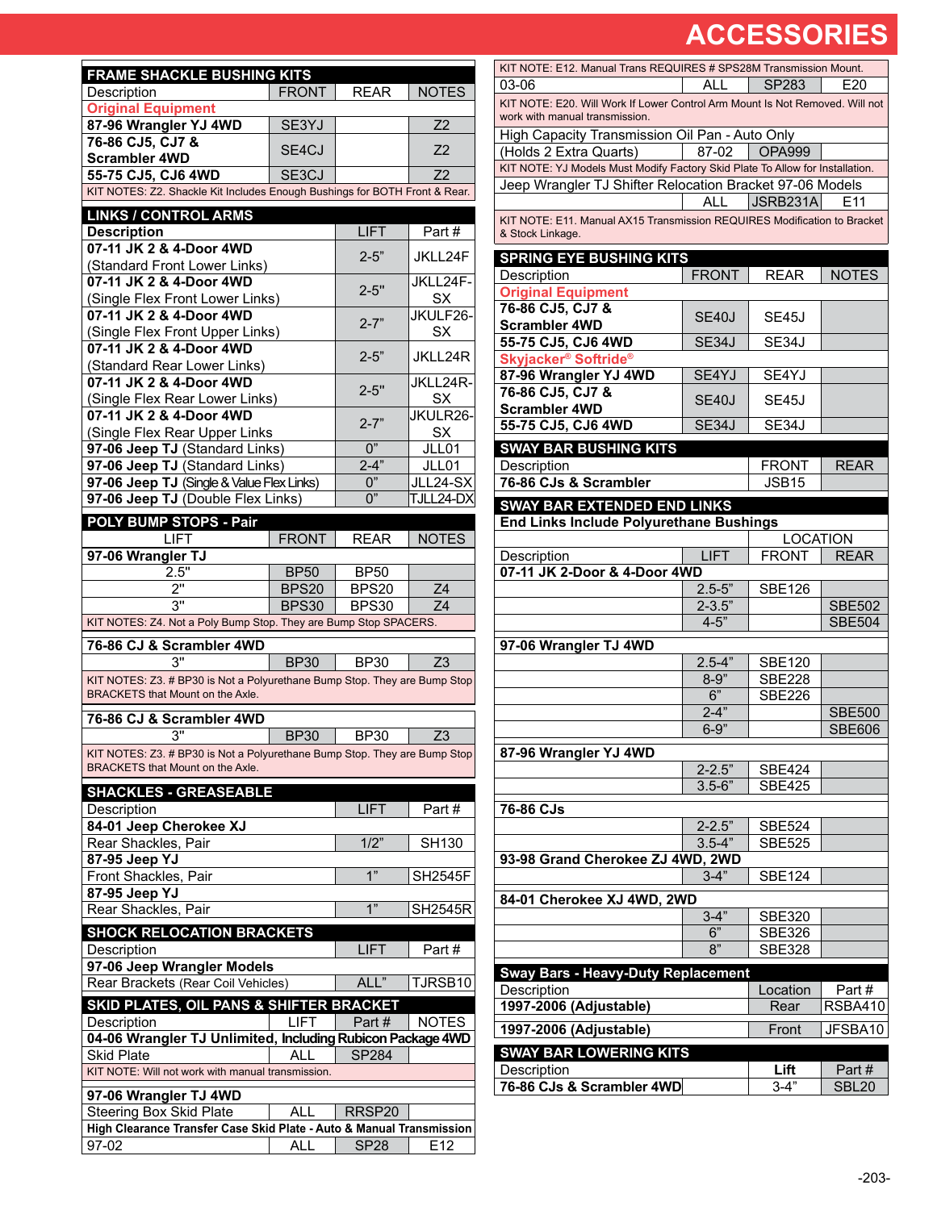# ACCESSORIES

## FRAME SHACKLE BUSHING KITS

| Description | FRONT | REAR | NOTES |
|---|---|---|---|
| **Original Equipment** | | | |
| **87-96 Wrangler YJ 4WD** | SE3YJ | | Z2 |
| **76-86 CJ5, CJ7 & Scrambler 4WD** | SE4CJ | | Z2 |
| **55-75 CJ5, CJ6 4WD** | SE3CJ | | Z2 |

KIT NOTES: Z2. Shackle Kit Includes Enough Bushings for BOTH Front & Rear.

## LINKS / CONTROL ARMS

| Description | LIFT | Part # |
|---|---|---|
| **07-11 JK 2 & 4-Door 4WD** (Standard Front Lower Links) | 2-5" | JKLL24F |
| **07-11 JK 2 & 4-Door 4WD** (Single Flex Front Lower Links) | 2-5" | JKLL24F-SX |
| **07-11 JK 2 & 4-Door 4WD** (Single Flex Front Upper Links) | 2-7" | JKULF26-SX |
| **07-11 JK 2 & 4-Door 4WD** (Standard Rear Lower Links) | 2-5" | JKLL24R |
| **07-11 JK 2 & 4-Door 4WD** (Single Flex Rear Lower Links) | 2-5" | JKLL24R-SX |
| **07-11 JK 2 & 4-Door 4WD** (Single Flex Rear Upper Links | 2-7" | JKULR26-SX |
| **97-06 Jeep TJ** (Standard Links) | 0" | JLL01 |
| **97-06 Jeep TJ** (Standard Links) | 2-4" | JLL01 |
| **97-06 Jeep TJ** (Single & Value Flex Links) | 0" | JLL24-SX |
| **97-06 Jeep TJ** (Double Flex Links) | 0" | TJLL24-DX |

## POLY BUMP STOPS - Pair

| LIFT | FRONT | REAR | NOTES |
|---|---|---|---|
| **97-06 Wrangler TJ** | | | |
| 2.5" | BP50 | BP50 | |
| 2" | BPS20 | BPS20 | Z4 |
| 3" | BPS30 | BPS30 | Z4 |

KIT NOTES: Z4. Not a Poly Bump Stop. They are Bump Stop SPACERS.

| LIFT | FRONT | REAR | NOTES |
|---|---|---|---|
| **76-86 CJ & Scrambler 4WD** | | | |
| 3" | BP30 | BP30 | Z3 |

KIT NOTES: Z3. # BP30 is Not a Polyurethane Bump Stop. They are Bump Stop BRACKETS that Mount on the Axle.

| LIFT | FRONT | REAR | NOTES |
|---|---|---|---|
| **76-86 CJ & Scrambler 4WD** | | | |
| 3" | BP30 | BP30 | Z3 |

KIT NOTES: Z3. # BP30 is Not a Polyurethane Bump Stop. They are Bump Stop BRACKETS that Mount on the Axle.

## SHACKLES - GREASEABLE

| Description | LIFT | Part # |
|---|---|---|
| **84-01 Jeep Cherokee XJ** | | |
| Rear Shackles, Pair | 1/2" | SH130 |
| **87-95 Jeep YJ** | | |
| Front Shackles, Pair | 1" | SH2545F |
| **87-95 Jeep YJ** | | |
| Rear Shackles, Pair | 1" | SH2545R |

## SHOCK RELOCATION BRACKETS

| Description | LIFT | Part # |
|---|---|---|
| **97-06 Jeep Wrangler Models** | | |
| Rear Brackets (Rear Coil Vehicles) | ALL" | TJRSB10 |

## SKID PLATES, OIL PANS & SHIFTER BRACKET

| Description | LIFT | Part # | NOTES |
|---|---|---|---|
| **04-06 Wrangler TJ Unlimited, Including Rubicon Package 4WD** | | | |
| Skid Plate | ALL | SP284 | |

KIT NOTE: Will not work with manual transmission.

| Description | LIFT | Part # | NOTES |
|---|---|---|---|
| **97-06 Wrangler TJ 4WD** | | | |
| Steering Box Skid Plate | ALL | RRSP20 | |
| **High Clearance Transfer Case Skid Plate - Auto & Manual Transmission** | | | |
| 97-02 | ALL | SP28 | E12 |

KIT NOTE: E12. Manual Trans REQUIRES # SPS28M Transmission Mount.

| Description | LIFT | Part # | NOTES |
|---|---|---|---|
| 03-06 | ALL | SP283 | E20 |

KIT NOTE: E20. Will Work If Lower Control Arm Mount Is Not Removed. Will not work with manual transmission.

| Description | LIFT | Part # | NOTES |
|---|---|---|---|
| High Capacity Transmission Oil Pan - Auto Only (Holds 2 Extra Quarts) | 87-02 | OPA999 | |

KIT NOTE: YJ Models Must Modify Factory Skid Plate To Allow for Installation.

| Description | LIFT | Part # | NOTES |
|---|---|---|---|
| Jeep Wrangler TJ Shifter Relocation Bracket 97-06 Models | ALL | JSRB231A | E11 |

KIT NOTE: E11. Manual AX15 Transmission REQUIRES Modification to Bracket & Stock Linkage.

## SPRING EYE BUSHING KITS

| Description | FRONT | REAR | NOTES |
|---|---|---|---|
| **Original Equipment** | | | |
| **76-86 CJ5, CJ7 & Scrambler 4WD** | SE40J | SE45J | |
| **55-75 CJ5, CJ6 4WD** | SE34J | SE34J | |
| **Skyjacker® Softride®** | | | |
| **87-96 Wrangler YJ 4WD** | SE4YJ | SE4YJ | |
| **76-86 CJ5, CJ7 & Scrambler 4WD** | SE40J | SE45J | |
| **55-75 CJ5, CJ6 4WD** | SE34J | SE34J | |

## SWAY BAR BUSHING KITS

| Description | FRONT | REAR |
|---|---|---|
| **76-86 CJs & Scrambler** | JSB15 | |

## SWAY BAR EXTENDED END LINKS

**End Links Include Polyurethane Bushings**

| Description | LIFT | LOCATION FRONT | LOCATION REAR |
|---|---|---|---|
| **07-11 JK 2-Door & 4-Door 4WD** | | | |
| | 2.5-5" | SBE126 | |
| | 2-3.5" | | SBE502 |
| | 4-5" | | SBE504 |
| **97-06 Wrangler TJ 4WD** | | | |
| | 2.5-4" | SBE120 | |
| | 8-9" | SBE228 | |
| | 6" | SBE226 | |
| | 2-4" | | SBE500 |
| | 6-9" | | SBE606 |
| **87-96 Wrangler YJ 4WD** | | | |
| | 2-2.5" | SBE424 | |
| | 3.5-6" | SBE425 | |
| **76-86 CJs** | | | |
| | 2-2.5" | SBE524 | |
| | 3.5-4" | SBE525 | |
| **93-98 Grand Cherokee ZJ 4WD, 2WD** | | | |
| | 3-4" | SBE124 | |
| **84-01 Cherokee XJ 4WD, 2WD** | | | |
| | 3-4" | SBE320 | |
| | 6" | SBE326 | |
| | 8" | SBE328 | |

## Sway Bars - Heavy-Duty Replacement

| Description | Location | Part # |
|---|---|---|
| **1997-2006 (Adjustable)** | Rear | RSBA410 |
| **1997-2006 (Adjustable)** | Front | JFSBA10 |

## SWAY BAR LOWERING KITS

| Description | Lift | Part # |
|---|---|---|
| **76-86 CJs & Scrambler 4WD** | 3-4" | SBL20 |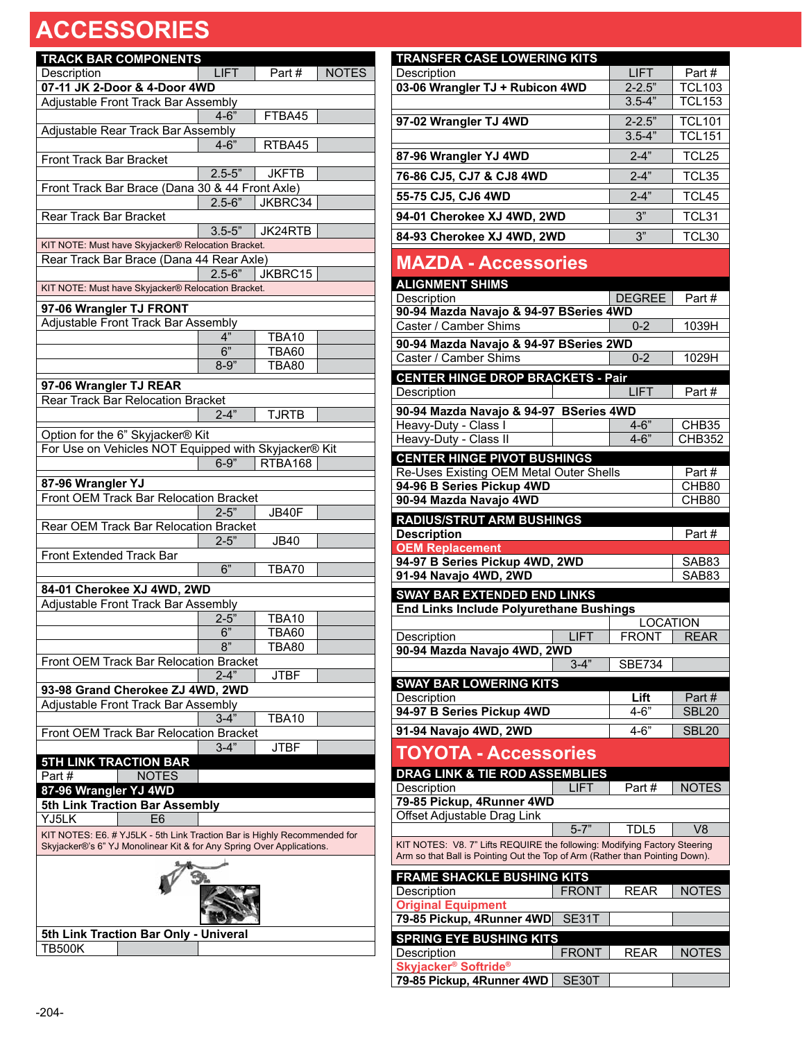# ACCESSORIES

## TRACK BAR COMPONENTS

| Description | LIFT | Part # | NOTES |
|---|---|---|---|
| **07-11 JK 2-Door & 4-Door 4WD** | | | |
| Adjustable Front Track Bar Assembly | | | |
| | 4-6" | FTBA45 | |
| Adjustable Rear Track Bar Assembly | | | |
| | 4-6" | RTBA45 | |
| Front Track Bar Bracket | | | |
| | 2.5-5" | JKFTB | |
| Front Track Bar Brace (Dana 30 & 44 Front Axle) | | | |
| | 2.5-6" | JKBRC34 | |
| Rear Track Bar Bracket | | | |
| | 3.5-5" | JK24RTB | |
| KIT NOTE: Must have Skyjacker® Relocation Bracket. | | | |
| Rear Track Bar Brace (Dana 44 Rear Axle) | | | |
| | 2.5-6" | JKBRC15 | |
| KIT NOTE: Must have Skyjacker® Relocation Bracket. | | | |
| **97-06 Wrangler TJ FRONT** | | | |
| Adjustable Front Track Bar Assembly | | | |
| | 4" | TBA10 | |
| | 6" | TBA60 | |
| | 8-9" | TBA80 | |
| **97-06 Wrangler TJ REAR** | | | |
| Rear Track Bar Relocation Bracket | | | |
| | 2-4" | TJRTB | |
| Option for the 6" Skyjacker® Kit | | | |
| For Use on Vehicles NOT Equipped with Skyjacker® Kit | | | |
| | 6-9" | RTBA168 | |
| **87-96 Wrangler YJ** | | | |
| Front OEM Track Bar Relocation Bracket | | | |
| | 2-5" | JB40F | |
| Rear OEM Track Bar Relocation Bracket | | | |
| | 2-5" | JB40 | |
| Front Extended Track Bar | | | |
| | 6" | TBA70 | |
| **84-01 Cherokee XJ 4WD, 2WD** | | | |
| Adjustable Front Track Bar Assembly | | | |
| | 2-5" | TBA10 | |
| | 6" | TBA60 | |
| | 8" | TBA80 | |
| Front OEM Track Bar Relocation Bracket | | | |
| | 2-4" | JTBF | |
| **93-98 Grand Cherokee ZJ 4WD, 2WD** | | | |
| Adjustable Front Track Bar Assembly | | | |
| | 3-4" | TBA10 | |
| Front OEM Track Bar Relocation Bracket | | | |
| | 3-4" | JTBF | |

## 5TH LINK TRACTION BAR

| Part # | NOTES | |
|---|---|---|
| **87-96 Wrangler YJ 4WD** | | |
| **5th Link Traction Bar Assembly** | | |
| YJ5LK | E6 | |
| KIT NOTES: E6. # YJ5LK - 5th Link Traction Bar is Highly Recommended for Skyjacker®'s 6" YJ Monolinear Kit & for Any Spring Over Applications. | | |
| **5th Link Traction Bar Only - Univeral** | | |
| TB500K | | |

## TRANSFER CASE LOWERING KITS

| Description | LIFT | Part # |
|---|---|---|
| **03-06 Wrangler TJ + Rubicon 4WD** | 2-2.5" | TCL103 |
| | 3.5-4" | TCL153 |
| **97-02 Wrangler TJ 4WD** | 2-2.5" | TCL101 |
| | 3.5-4" | TCL151 |
| **87-96 Wrangler YJ 4WD** | 2-4" | TCL25 |
| **76-86 CJ5, CJ7 & CJ8 4WD** | 2-4" | TCL35 |
| **55-75 CJ5, CJ6 4WD** | 2-4" | TCL45 |
| **94-01 Cherokee XJ 4WD, 2WD** | 3" | TCL31 |
| **84-93 Cherokee XJ 4WD, 2WD** | 3" | TCL30 |

# MAZDA - Accessories

## ALIGNMENT SHIMS

| Description | DEGREE | Part # |
|---|---|---|
| **90-94 Mazda Navajo & 94-97 BSeries 4WD** | | |
| Caster / Camber Shims | 0-2 | 1039H |
| **90-94 Mazda Navajo & 94-97 BSeries 2WD** | | |
| Caster / Camber Shims | 0-2 | 1029H |

## CENTER HINGE DROP BRACKETS - Pair

| Description | | LIFT | Part # |
|---|---|---|---|
| **90-94 Mazda Navajo & 94-97 BSeries 4WD** | | | |
| Heavy-Duty - Class I | | 4-6" | CHB35 |
| Heavy-Duty - Class II | | 4-6" | CHB352 |

## CENTER HINGE PIVOT BUSHINGS

| Re-Uses Existing OEM Metal Outer Shells | Part # |
|---|---|
| **94-96 B Series Pickup 4WD** | CHB80 |
| **90-94 Mazda Navajo 4WD** | CHB80 |

## RADIUS/STRUT ARM BUSHINGS

| **Description** | Part # |
|---|---|
| **OEM Replacement** | |
| **94-97 B Series Pickup 4WD, 2WD** | SAB83 |
| **91-94 Navajo 4WD, 2WD** | SAB83 |

## SWAY BAR EXTENDED END LINKS

**End Links Include Polyurethane Bushings**

| Description | LIFT | LOCATION FRONT | LOCATION REAR |
|---|---|---|---|
| **90-94 Mazda Navajo 4WD, 2WD** | | | |
| | 3-4" | SBE734 | |

## SWAY BAR LOWERING KITS

| Description | Lift | Part # |
|---|---|---|
| **94-97 B Series Pickup 4WD** | 4-6" | SBL20 |
| **91-94 Navajo 4WD, 2WD** | 4-6" | SBL20 |

# TOYOTA - Accessories

## DRAG LINK & TIE ROD ASSEMBLIES

| Description | LIFT | Part # | NOTES |
|---|---|---|---|
| **79-85 Pickup, 4Runner 4WD** | | | |
| Offset Adjustable Drag Link | | | |
| | 5-7" | TDL5 | V8 |
| KIT NOTES: V8. 7" Lifts REQUIRE the following: Modifying Factory Steering Arm so that Ball is Pointing Out the Top of Arm (Rather than Pointing Down). | | | |

## FRAME SHACKLE BUSHING KITS

| Description | FRONT | REAR | NOTES |
|---|---|---|---|
| **Original Equipment** | | | |
| **79-85 Pickup, 4Runner 4WD** | SE31T | | |

## SPRING EYE BUSHING KITS

| Description | FRONT | REAR | NOTES |
|---|---|---|---|
| **Skyjacker® Softride®** | | | |
| **79-85 Pickup, 4Runner 4WD** | SE30T | | |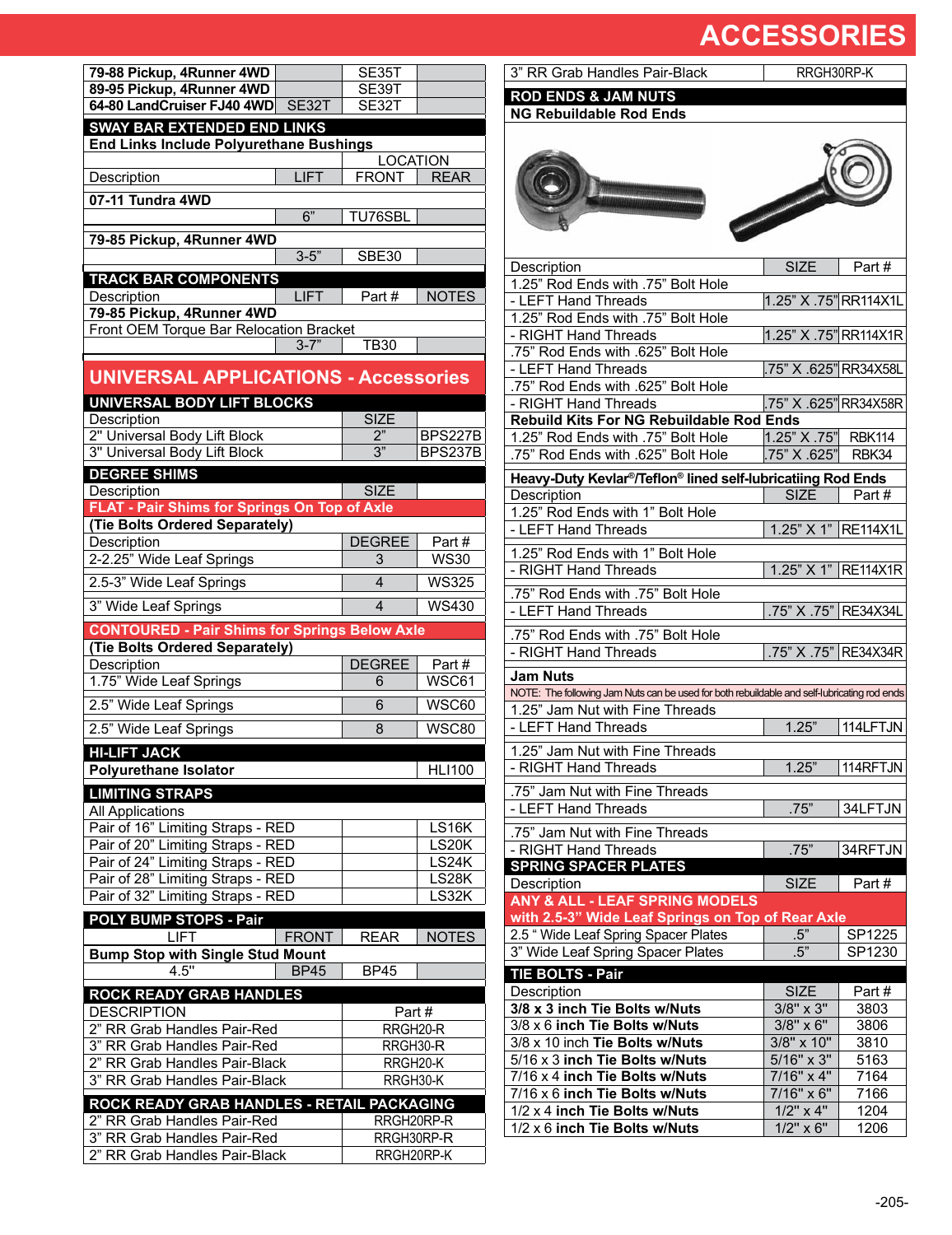# ACCESSORIES

| | | | |
|---|---|---|---|
| 79-88 Pickup, 4Runner 4WD | | SE35T | |
| 89-95 Pickup, 4Runner 4WD | | SE39T | |
| 64-80 LandCruiser FJ40 4WD | SE32T | SE32T | |

## SWAY BAR EXTENDED END LINKS

**End Links Include Polyurethane Bushings**

| Description | LIFT | LOCATION FRONT | REAR |
|---|---|---|---|
| **07-11 Tundra 4WD** | | | |
| | 6" | TU76SBL | |
| **79-85 Pickup, 4Runner 4WD** | | | |
| | 3-5" | SBE30 | |

## TRACK BAR COMPONENTS

| Description | LIFT | Part # | NOTES |
|---|---|---|---|
| **79-85 Pickup, 4Runner 4WD** | | | |
| Front OEM Torque Bar Relocation Bracket | | | |
| | 3-7" | TB30 | |

# UNIVERSAL APPLICATIONS - Accessories

## UNIVERSAL BODY LIFT BLOCKS

| Description | SIZE | |
|---|---|---|
| 2" Universal Body Lift Block | 2" | BPS227B |
| 3" Universal Body Lift Block | 3" | BPS237B |

## DEGREE SHIMS

| Description | SIZE | |
|---|---|---|

**FLAT - Pair Shims for Springs On Top of Axle**

**(Tie Bolts Ordered Separately)**

| Description | DEGREE | Part # |
|---|---|---|
| 2-2.25" Wide Leaf Springs | 3 | WS30 |
| 2.5-3" Wide Leaf Springs | 4 | WS325 |
| 3" Wide Leaf Springs | 4 | WS430 |

**CONTOURED - Pair Shims for Springs Below Axle**

**(Tie Bolts Ordered Separately)**

| Description | DEGREE | Part # |
|---|---|---|
| 1.75" Wide Leaf Springs | 6 | WSC61 |
| 2.5" Wide Leaf Springs | 6 | WSC60 |
| 2.5" Wide Leaf Springs | 8 | WSC80 |

## HI-LIFT JACK

| | | |
|---|---|---|
| **Polyurethane Isolator** | | HLI100 |

## LIMITING STRAPS

| | | |
|---|---|---|
| All Applications | | |
| Pair of 16" Limiting Straps - RED | | LS16K |
| Pair of 20" Limiting Straps - RED | | LS20K |
| Pair of 24" Limiting Straps - RED | | LS24K |
| Pair of 28" Limiting Straps - RED | | LS28K |
| Pair of 32" Limiting Straps - RED | | LS32K |

## POLY BUMP STOPS - Pair

| LIFT | FRONT | REAR | NOTES |
|---|---|---|---|
| **Bump Stop with Single Stud Mount** | | | |
| 4.5" | BP45 | BP45 | |

## ROCK READY GRAB HANDLES

| DESCRIPTION | Part # |
|---|---|
| 2" RR Grab Handles Pair-Red | RRGH20-R |
| 3" RR Grab Handles Pair-Red | RRGH30-R |
| 2" RR Grab Handles Pair-Black | RRGH20-K |
| 3" RR Grab Handles Pair-Black | RRGH30-K |

## ROCK READY GRAB HANDLES - RETAIL PACKAGING

| | |
|---|---|
| 2" RR Grab Handles Pair-Red | RRGH20RP-R |
| 3" RR Grab Handles Pair-Red | RRGH30RP-R |
| 2" RR Grab Handles Pair-Black | RRGH20RP-K |
| 3" RR Grab Handles Pair-Black | RRGH30RP-K |

## ROD ENDS & JAM NUTS

**NG Rebuildable Rod Ends**

| Description | SIZE | Part # |
|---|---|---|
| 1.25" Rod Ends with .75" Bolt Hole | | |
| - LEFT Hand Threads | 1.25" X .75" | RR114X1L |
| 1.25" Rod Ends with .75" Bolt Hole | | |
| - RIGHT Hand Threads | 1.25" X .75" | RR114X1R |
| .75" Rod Ends with .625" Bolt Hole | | |
| - LEFT Hand Threads | .75" X .625" | RR34X58L |
| .75" Rod Ends with .625" Bolt Hole | | |
| - RIGHT Hand Threads | .75" X .625" | RR34X58R |
| **Rebuild Kits For NG Rebuildable Rod Ends** | | |
| 1.25" Rod Ends with .75" Bolt Hole | 1.25" X .75" | RBK114 |
| .75" Rod Ends with .625" Bolt Hole | .75" X .625" | RBK34 |

**Heavy-Duty Kevlar®/Teflon® lined self-lubricatiing Rod Ends**

| Description | SIZE | Part # |
|---|---|---|
| 1.25" Rod Ends with 1" Bolt Hole | | |
| - LEFT Hand Threads | 1.25" X 1" | RE114X1L |
| 1.25" Rod Ends with 1" Bolt Hole | | |
| - RIGHT Hand Threads | 1.25" X 1" | RE114X1R |
| .75" Rod Ends with .75" Bolt Hole | | |
| - LEFT Hand Threads | .75" X .75" | RE34X34L |
| .75" Rod Ends with .75" Bolt Hole | | |
| - RIGHT Hand Threads | .75" X .75" | RE34X34R |

**Jam Nuts**

NOTE: The following Jam Nuts can be used for both rebuildable and self-lubricating rod ends

| | | |
|---|---|---|
| 1.25" Jam Nut with Fine Threads | | |
| - LEFT Hand Threads | 1.25" | 114LFTJN |
| 1.25" Jam Nut with Fine Threads | | |
| - RIGHT Hand Threads | 1.25" | 114RFTJN |
| .75" Jam Nut with Fine Threads | | |
| - LEFT Hand Threads | .75" | 34LFTJN |
| .75" Jam Nut with Fine Threads | | |
| - RIGHT Hand Threads | .75" | 34RFTJN |

## SPRING SPACER PLATES

| Description | SIZE | Part # |
|---|---|---|
| **ANY & ALL - LEAF SPRING MODELS with 2.5-3" Wide Leaf Springs on Top of Rear Axle** | | |
| 2.5 " Wide Leaf Spring Spacer Plates | .5" | SP1225 |
| 3" Wide Leaf Spring Spacer Plates | .5" | SP1230 |

## TIE BOLTS - Pair

| Description | SIZE | Part # |
|---|---|---|
| **3/8 x 3 inch Tie Bolts w/Nuts** | 3/8" x 3" | 3803 |
| 3/8 x 6 **inch Tie Bolts w/Nuts** | 3/8" x 6" | 3806 |
| 3/8 x 10 inch **Tie Bolts w/Nuts** | 3/8" x 10" | 3810 |
| 5/16 x 3 **inch Tie Bolts w/Nuts** | 5/16" x 3" | 5163 |
| 7/16 x 4 **inch Tie Bolts w/Nuts** | 7/16" x 4" | 7164 |
| 7/16 x 6 **inch Tie Bolts w/Nuts** | 7/16" x 6" | 7166 |
| 1/2 x 4 **inch Tie Bolts w/Nuts** | 1/2" x 4" | 1204 |
| 1/2 x 6 **inch Tie Bolts w/Nuts** | 1/2" x 6" | 1206 |